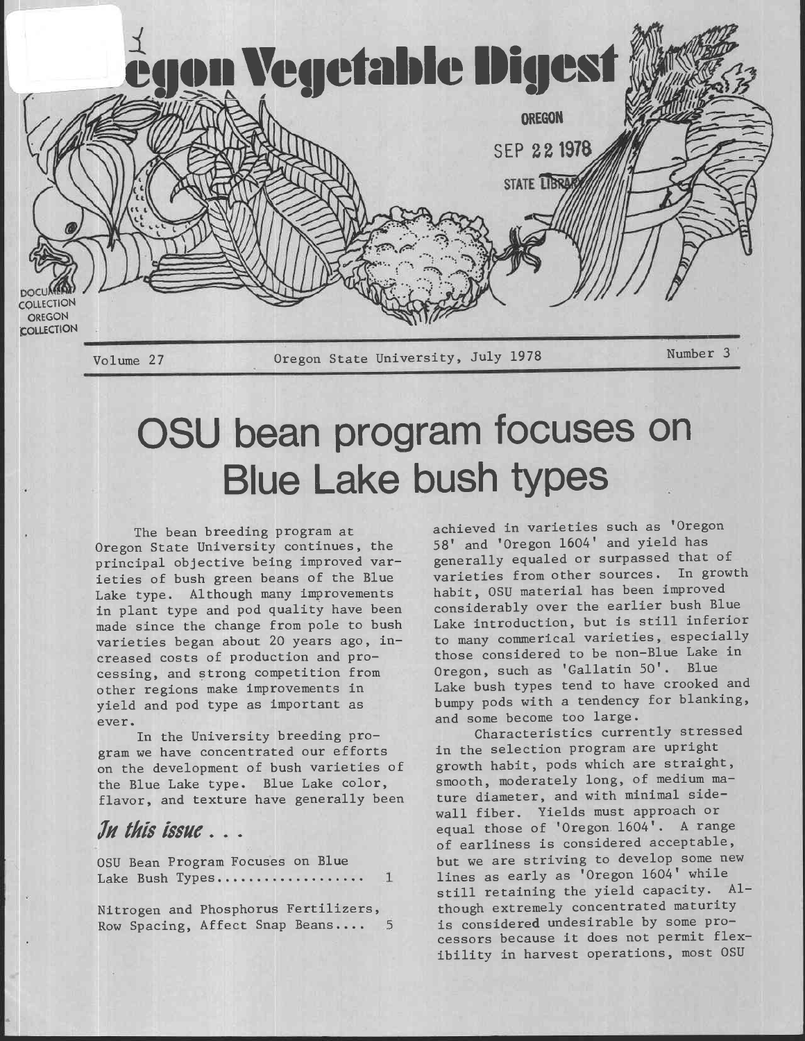# Oregon Vegetable Digest

OREGON

SEP 22 1978

STATE LIBRARY

DOCUMENT COLLECTION OREGON COLLECTION

Volume 27 | Oregon State University, July 1978 | Number 3

# OSU bean program focuses on Blue Lake bush types

The bean breeding program at Oregon State University continues, the principal objective being improved varieties of bush green beans of the Blue Lake type. Although many improvements in plant type and pod quality have been made since the change from pole to bush varieties began about 20 years ago, increased costs of production and processing, and strong competition from other regions make improvements in yield and pod type as important as ever.

In the University breeding program we have concentrated our efforts on the development of bush varieties of the Blue Lake type. Blue Lake color, flavor, and texture have generally been achieved in varieties such as 'Oregon 58' and 'Oregon 1604' and yield has generally equaled or surpassed that of varieties from other sources. In growth habit, OSU material has been improved considerably over the earlier bush Blue Lake introduction, but is still inferior to many commerical varieties, especially those considered to be non-Blue Lake in Oregon, such as 'Gallatin 50'. Blue Lake bush types tend to have crooked and bumpy pods with a tendency for blanking, and some become too large.

Characteristics currently stressed in the selection program are upright growth habit, pods which are straight, smooth, moderately long, of medium mature diameter, and with minimal sidewall fiber. Yields must approach or equal those of 'Oregon 1604'. A range of earliness is considered acceptable, but we are striving to develop some new lines as early as 'Oregon 1604' while still retaining the yield capacity. Although extremely concentrated maturity is considered undesirable by some processors because it does not permit flexibility in harvest operations, most OSU

## *In this issue . . .*

OSU Bean Program Focuses on Blue Lake Bush Types.................. 1

Nitrogen and Phosphorus Fertilizers, Row Spacing, Affect Snap Beans.... 5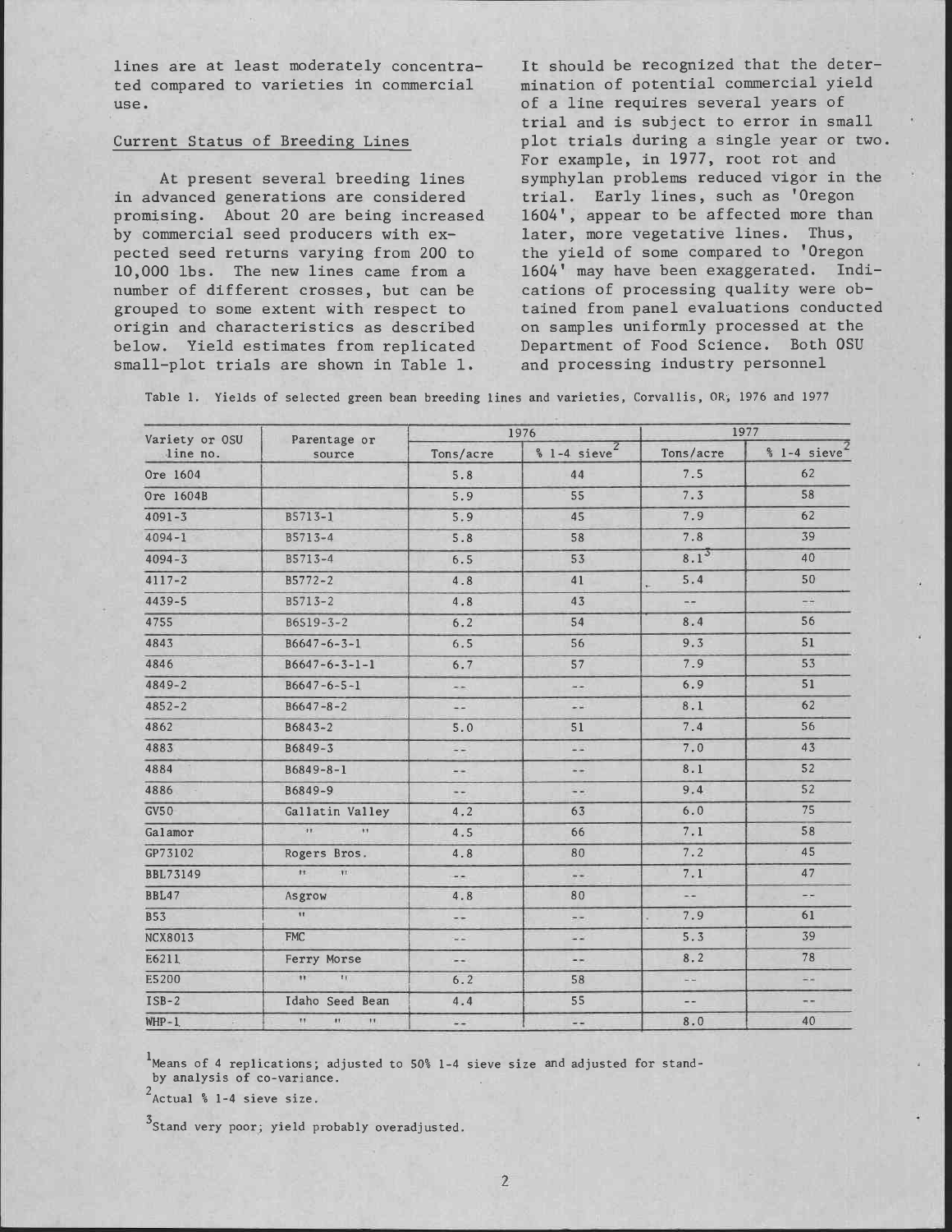lines are at least moderately concentrated compared to varieties in commercial use.

## Current Status of Breeding Lines

At present several breeding lines in advanced generations are considered promising. About 20 are being increased by commercial seed producers with expected seed returns varying from 200 to 10,000 lbs. The new lines came from a number of different crosses, but can be grouped to some extent with respect to origin and characteristics as described below. Yield estimates from replicated small-plot trials are shown in Table 1.

It should be recognized that the determination of potential commercial yield of a line requires several years of trial and is subject to error in small plot trials during a single year or two. For example, in 1977, root rot and symphylan problems reduced vigor in the trial. Early lines, such as 'Oregon 1604', appear to be affected more than later, more vegetative lines. Thus, the yield of some compared to 'Oregon 1604' may have been exaggerated. Indications of processing quality were obtained from panel evaluations conducted on samples uniformly processed at the Department of Food Science. Both OSU and processing industry personnel

Table 1. Yields of selected green bean breeding lines and varieties, Corvallis, OR, 1976 and 1977

| Variety or OSU line no. | Parentage or source | 1976 | | 1977 | |
|---|---|---|---|---|---|
| | | Tons/acre | % 1-4 sieve[2] | Tons/acre | % 1-4 sieve[2] |
| Ore 1604 | | 5.8 | 44 | 7.5 | 62 |
| Ore 1604B | | 5.9 | 55 | 7.3 | 58 |
| 4091-3 | B5713-1 | 5.9 | 45 | 7.9 | 62 |
| 4094-1 | B5713-4 | 5.8 | 58 | 7.8 | 39 |
| 4094-3 | B5713-4 | 6.5 | 53 | 8.1[3] | 40 |
| 4117-2 | B5772-2 | 4.8 | 41 | 5.4 | 50 |
| 4439-5 | B5713-2 | 4.8 | 43 | -- | -- |
| 4755 | B6519-3-2 | 6.2 | 54 | 8.4 | 56 |
| 4843 | B6647-6-3-1 | 6.5 | 56 | 9.3 | 51 |
| 4846 | B6647-6-3-1-1 | 6.7 | 57 | 7.9 | 53 |
| 4849-2 | B6647-6-5-1 | -- | -- | 6.9 | 51 |
| 4852-2 | B6647-8-2 | -- | -- | 8.1 | 62 |
| 4862 | B6843-2 | 5.0 | 51 | 7.4 | 56 |
| 4883 | B6849-3 | -- | -- | 7.0 | 43 |
| 4884 | B6849-8-1 | -- | -- | 8.1 | 52 |
| 4886 | B6849-9 | -- | -- | 9.4 | 52 |
| GV50 | Gallatin Valley | 4.2 | 63 | 6.0 | 75 |
| Galamor | " " | 4.5 | 66 | 7.1 | 58 |
| GP73102 | Rogers Bros. | 4.8 | 80 | 7.2 | 45 |
| BBL73149 | " " | -- | -- | 7.1 | 47 |
| BBL47 | Asgrow | 4.8 | 80 | -- | -- |
| B53 | " | -- | -- | 7.9 | 61 |
| NCX8013 | FMC | -- | -- | 5.3 | 39 |
| E6211 | Ferry Morse | -- | -- | 8.2 | 78 |
| E5200 | " " | 6.2 | 58 | -- | -- |
| ISB-2 | Idaho Seed Bean | 4.4 | 55 | -- | -- |
| WHP-1 | " " " | -- | -- | 8.0 | 40 |

[1] Means of 4 replications; adjusted to 50% 1-4 sieve size and adjusted for stand-by analysis of co-variance.

[2] Actual % 1-4 sieve size.

[3] Stand very poor; yield probably overadjusted.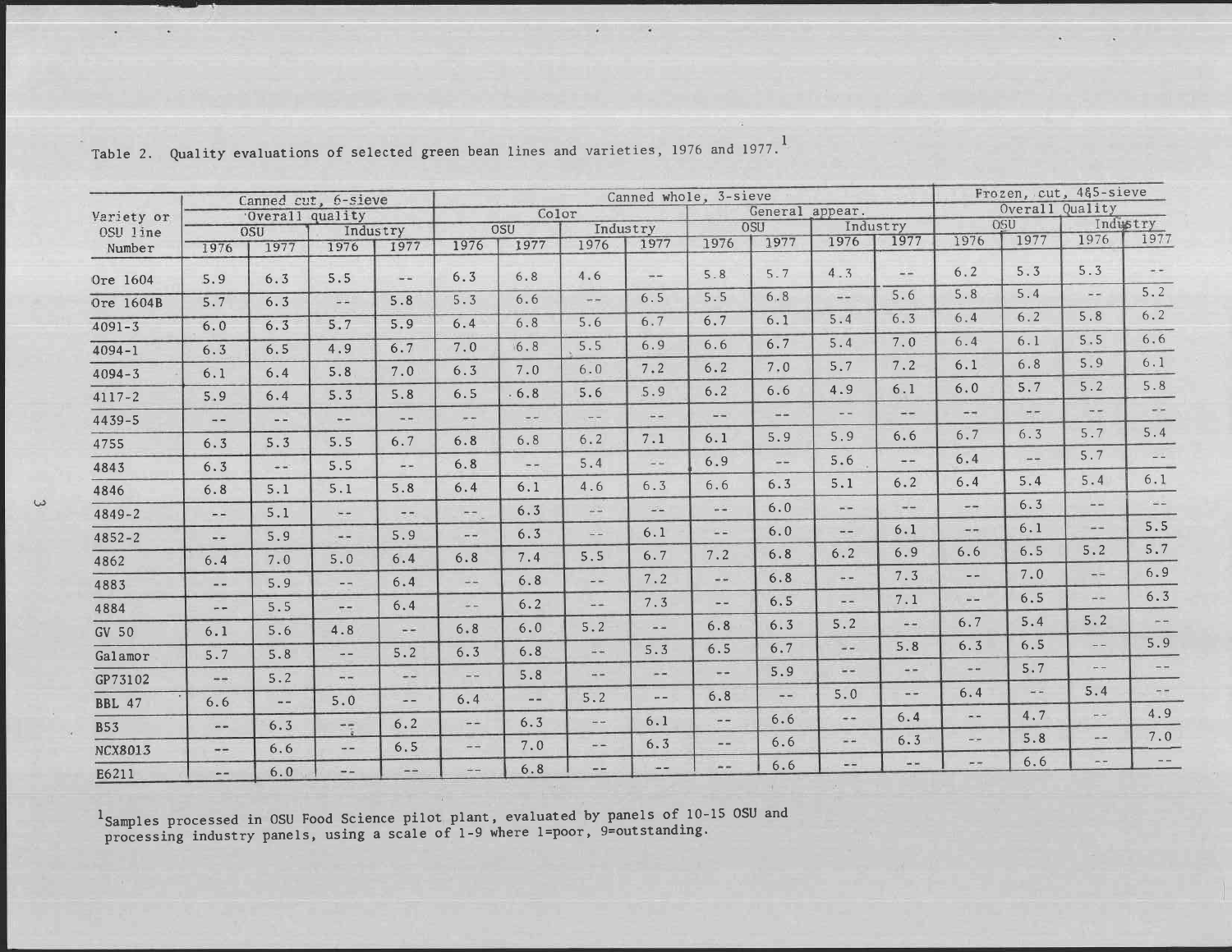Table 2. Quality evaluations of selected green bean lines and varieties, 1976 and 1977.[1]

| Variety or OSU line Number | Canned cut, 6-sieve Overall quality | | | | Canned whole, 3-sieve | | | | | | | | Frozen, cut, 4&5-sieve Overall Quality | | | |
|---|---|---|---|---|---|---|---|---|---|---|---|---|---|---|---|---|
| | | | | | Color | | | | General appear. | | | | | | | |
| | OSU | | Industry | | OSU | | Industry | | OSU | | Industry | | OSU | | Industry | |
| | 1976 | 1977 | 1976 | 1977 | 1976 | 1977 | 1976 | 1977 | 1976 | 1977 | 1976 | 1977 | 1976 | 1977 | 1976 | 1977 |
| Ore 1604 | 5.9 | 6.3 | 5.5 | -- | 6.3 | 6.8 | 4.6 | -- | 5.8 | 5.7 | 4.3 | -- | 6.2 | 5.3 | 5.3 | -- |
| Ore 1604B | 5.7 | 6.3 | -- | 5.8 | 5.3 | 6.6 | -- | 6.5 | 5.5 | 6.8 | -- | 5.6 | 5.8 | 5.4 | -- | 5.2 |
| 4091-3 | 6.0 | 6.3 | 5.7 | 5.9 | 6.4 | 6.8 | 5.6 | 6.7 | 6.7 | 6.1 | 5.4 | 6.3 | 6.4 | 6.2 | 5.8 | 6.2 |
| 4094-1 | 6.3 | 6.5 | 4.9 | 6.7 | 7.0 | 6.8 | 5.5 | 6.9 | 6.6 | 6.7 | 5.4 | 7.0 | 6.4 | 6.1 | 5.5 | 6.6 |
| 4094-3 | 6.1 | 6.4 | 5.8 | 7.0 | 6.3 | 7.0 | 6.0 | 7.2 | 6.2 | 7.0 | 5.7 | 7.2 | 6.1 | 6.8 | 5.9 | 6.1 |
| 4117-2 | 5.9 | 6.4 | 5.3 | 5.8 | 6.5 | 6.8 | 5.6 | 5.9 | 6.2 | 6.6 | 4.9 | 6.1 | 6.0 | 5.7 | 5.2 | 5.8 |
| 4439-5 | -- | -- | -- | -- | -- | -- | -- | -- | -- | -- | -- | -- | -- | -- | -- | -- |
| 4755 | 6.3 | 5.3 | 5.5 | 6.7 | 6.8 | 6.8 | 6.2 | 7.1 | 6.1 | 5.9 | 5.9 | 6.6 | 6.7 | 6.3 | 5.7 | 5.4 |
| 4843 | 6.3 | -- | 5.5 | -- | 6.8 | -- | 5.4 | -- | 6.9 | -- | 5.6 | -- | 6.4 | -- | 5.7 | -- |
| 4846 | 6.8 | 5.1 | 5.1 | 5.8 | 6.4 | 6.1 | 4.6 | 6.3 | 6.6 | 6.3 | 5.1 | 6.2 | 6.4 | 5.4 | 5.4 | 6.1 |
| 4849-2 | -- | 5.1 | -- | -- | -- | 6.3 | -- | -- | -- | 6.0 | -- | -- | -- | 6.3 | -- | -- |
| 4852-2 | -- | 5.9 | -- | 5.9 | -- | 6.3 | -- | 6.1 | -- | 6.0 | -- | 6.1 | -- | 6.1 | -- | 5.5 |
| 4862 | 6.4 | 7.0 | 5.0 | 6.4 | 6.8 | 7.4 | 5.5 | 6.7 | 7.2 | 6.8 | 6.2 | 6.9 | 6.6 | 6.5 | 5.2 | 5.7 |
| 4883 | -- | 5.9 | -- | 6.4 | -- | 6.8 | -- | 7.2 | -- | 6.8 | -- | 7.3 | -- | 7.0 | -- | 6.9 |
| 4884 | -- | 5.5 | -- | 6.4 | -- | 6.2 | -- | 7.3 | -- | 6.5 | -- | 7.1 | -- | 6.5 | -- | 6.3 |
| GV 50 | 6.1 | 5.6 | 4.8 | -- | 6.8 | 6.0 | 5.2 | -- | 6.8 | 6.3 | 5.2 | -- | 6.7 | 5.4 | 5.2 | -- |
| Galamor | 5.7 | 5.8 | -- | 5.2 | 6.3 | 6.8 | -- | 5.3 | 6.5 | 6.7 | -- | 5.8 | 6.3 | 6.5 | -- | 5.9 |
| GP73102 | -- | 5.2 | -- | -- | -- | 5.8 | -- | -- | -- | 5.9 | -- | -- | -- | 5.7 | -- | -- |
| BBL 47 | 6.6 | -- | 5.0 | -- | 6.4 | -- | 5.2 | -- | 6.8 | -- | 5.0 | -- | 6.4 | -- | 5.4 | -- |
| B53 | -- | 6.3 | -- | 6.2 | -- | 6.3 | -- | 6.1 | -- | 6.6 | -- | 6.4 | -- | 4.7 | -- | 4.9 |
| NCX8013 | -- | 6.6 | -- | 6.5 | -- | 7.0 | -- | 6.3 | -- | 6.6 | -- | 6.3 | -- | 5.8 | -- | 7.0 |
| E6211 | -- | 6.0 | -- | -- | -- | 6.8 | -- | -- | -- | 6.6 | -- | -- | -- | 6.6 | -- | -- |

[1]Samples processed in OSU Food Science pilot plant, evaluated by panels of 10-15 OSU and processing industry panels, using a scale of 1-9 where 1=poor, 9=outstanding.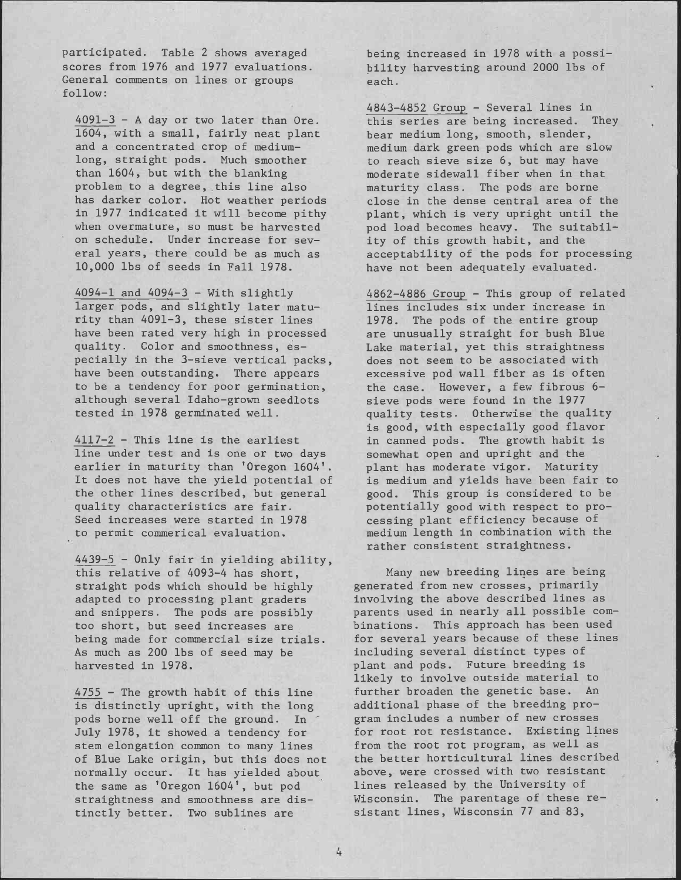participated. Table 2 shows averaged scores from 1976 and 1977 evaluations. General comments on lines or groups follow:

4091-3 - A day or two later than Ore. 1604, with a small, fairly neat plant and a concentrated crop of medium-long, straight pods. Much smoother than 1604, but with the blanking problem to a degree, this line also has darker color. Hot weather periods in 1977 indicated it will become pithy when overmature, so must be harvested on schedule. Under increase for several years, there could be as much as 10,000 lbs of seeds in Fall 1978.

4094-1 and 4094-3 - With slightly larger pods, and slightly later maturity than 4091-3, these sister lines have been rated very high in processed quality. Color and smoothness, especially in the 3-sieve vertical packs, have been outstanding. There appears to be a tendency for poor germination, although several Idaho-grown seedlots tested in 1978 germinated well.

4117-2 - This line is the earliest line under test and is one or two days earlier in maturity than 'Oregon 1604'. It does not have the yield potential of the other lines described, but general quality characteristics are fair. Seed increases were started in 1978 to permit commerical evaluation.

4439-5 - Only fair in yielding ability, this relative of 4093-4 has short, straight pods which should be highly adapted to processing plant graders and snippers. The pods are possibly too short, but seed increases are being made for commercial size trials. As much as 200 lbs of seed may be harvested in 1978.

4755 - The growth habit of this line is distinctly upright, with the long pods borne well off the ground. In July 1978, it showed a tendency for stem elongation common to many lines of Blue Lake origin, but this does not normally occur. It has yielded about the same as 'Oregon 1604', but pod straightness and smoothness are distinctly better. Two sublines are being increased in 1978 with a possibility harvesting around 2000 lbs of each.

4843-4852 Group - Several lines in this series are being increased. They bear medium long, smooth, slender, medium dark green pods which are slow to reach sieve size 6, but may have moderate sidewall fiber when in that maturity class. The pods are borne close in the dense central area of the plant, which is very upright until the pod load becomes heavy. The suitability of this growth habit, and the acceptability of the pods for processing have not been adequately evaluated.

4862-4886 Group - This group of related lines includes six under increase in 1978. The pods of the entire group are unusually straight for bush Blue Lake material, yet this straightness does not seem to be associated with excessive pod wall fiber as is often the case. However, a few fibrous 6-sieve pods were found in the 1977 quality tests. Otherwise the quality is good, with especially good flavor in canned pods. The growth habit is somewhat open and upright and the plant has moderate vigor. Maturity is medium and yields have been fair to good. This group is considered to be potentially good with respect to processing plant efficiency because of medium length in combination with the rather consistent straightness.

Many new breeding lines are being generated from new crosses, primarily involving the above described lines as parents used in nearly all possible combinations. This approach has been used for several years because of these lines including several distinct types of plant and pods. Future breeding is likely to involve outside material to further broaden the genetic base. An additional phase of the breeding program includes a number of new crosses for root rot resistance. Existing lines from the root rot program, as well as the better horticultural lines described above, were crossed with two resistant lines released by the University of Wisconsin. The parentage of these resistant lines, Wisconsin 77 and 83,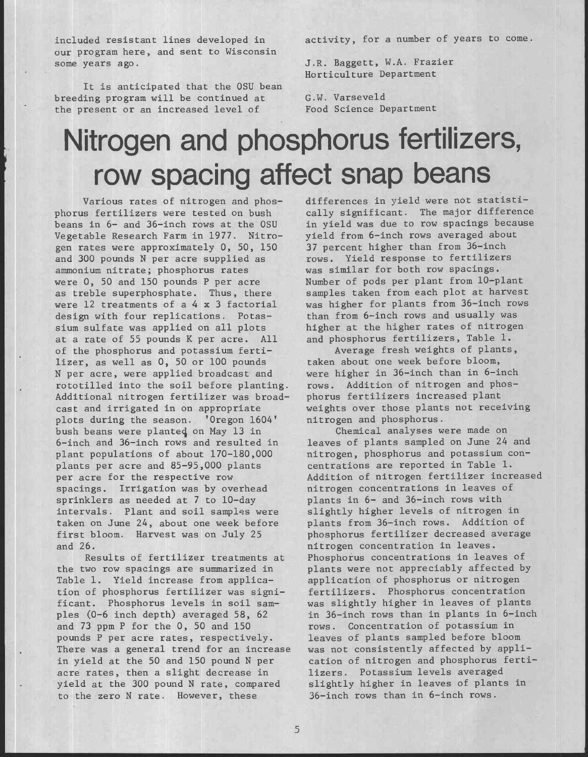included resistant lines developed in our program here, and sent to Wisconsin some years ago.

It is anticipated that the OSU bean breeding program will be continued at the present or an increased level of activity, for a number of years to come.

J.R. Baggett, W.A. Frazier
Horticulture Department

G.W. Varseveld
Food Science Department

# Nitrogen and phosphorus fertilizers, row spacing affect snap beans

Various rates of nitrogen and phosphorus fertilizers were tested on bush beans in 6- and 36-inch rows at the OSU Vegetable Research Farm in 1977. Nitrogen rates were approximately 0, 50, 150 and 300 pounds N per acre supplied as ammonium nitrate; phosphorus rates were 0, 50 and 150 pounds P per acre as treble superphosphate. Thus, there were 12 treatments of a 4 x 3 factorial design with four replications. Potassium sulfate was applied on all plots at a rate of 55 pounds K per acre. All of the phosphorus and potassium fertilizer, as well as 0, 50 or 100 pounds N per acre, were applied broadcast and rototilled into the soil before planting. Additional nitrogen fertilizer was broadcast and irrigated in on appropriate plots during the season. 'Oregon 1604' bush beans were planted on May 13 in 6-inch and 36-inch rows and resulted in plant populations of about 170-180,000 plants per acre and 85-95,000 plants per acre for the respective row spacings. Irrigation was by overhead sprinklers as needed at 7 to 10-day intervals. Plant and soil samples were taken on June 24, about one week before first bloom. Harvest was on July 25 and 26.

Results of fertilizer treatments at the two row spacings are summarized in Table 1. Yield increase from application of phosphorus fertilizer was significant. Phosphorus levels in soil samples (0-6 inch depth) averaged 58, 62 and 73 ppm P for the 0, 50 and 150 pounds P per acre rates, respectively. There was a general trend for an increase in yield at the 50 and 150 pound N per acre rates, then a slight decrease in yield at the 300 pound N rate, compared to the zero N rate. However, these differences in yield were not statistically significant. The major difference in yield was due to row spacings because yield from 6-inch rows averaged about 37 percent higher than from 36-inch rows. Yield response to fertilizers was similar for both row spacings. Number of pods per plant from 10-plant samples taken from each plot at harvest was higher for plants from 36-inch rows than from 6-inch rows and usually was higher at the higher rates of nitrogen and phosphorus fertilizers, Table 1.

Average fresh weights of plants, taken about one week before bloom, were higher in 36-inch than in 6-inch rows. Addition of nitrogen and phosphorus fertilizers increased plant weights over those plants not receiving nitrogen and phosphorus.

Chemical analyses were made on leaves of plants sampled on June 24 and nitrogen, phosphorus and potassium concentrations are reported in Table 1. Addition of nitrogen fertilizer increased nitrogen concentrations in leaves of plants in 6- and 36-inch rows with slightly higher levels of nitrogen in plants from 36-inch rows. Addition of phosphorus fertilizer decreased average nitrogen concentration in leaves. Phosphorus concentrations in leaves of plants were not appreciably affected by application of phosphorus or nitrogen fertilizers. Phosphorus concentration was slightly higher in leaves of plants in 36-inch rows than in plants in 6-inch rows. Concentration of potassium in leaves of plants sampled before bloom was not consistently affected by application of nitrogen and phosphorus fertilizers. Potassium levels averaged slightly higher in leaves of plants in 36-inch rows than in 6-inch rows.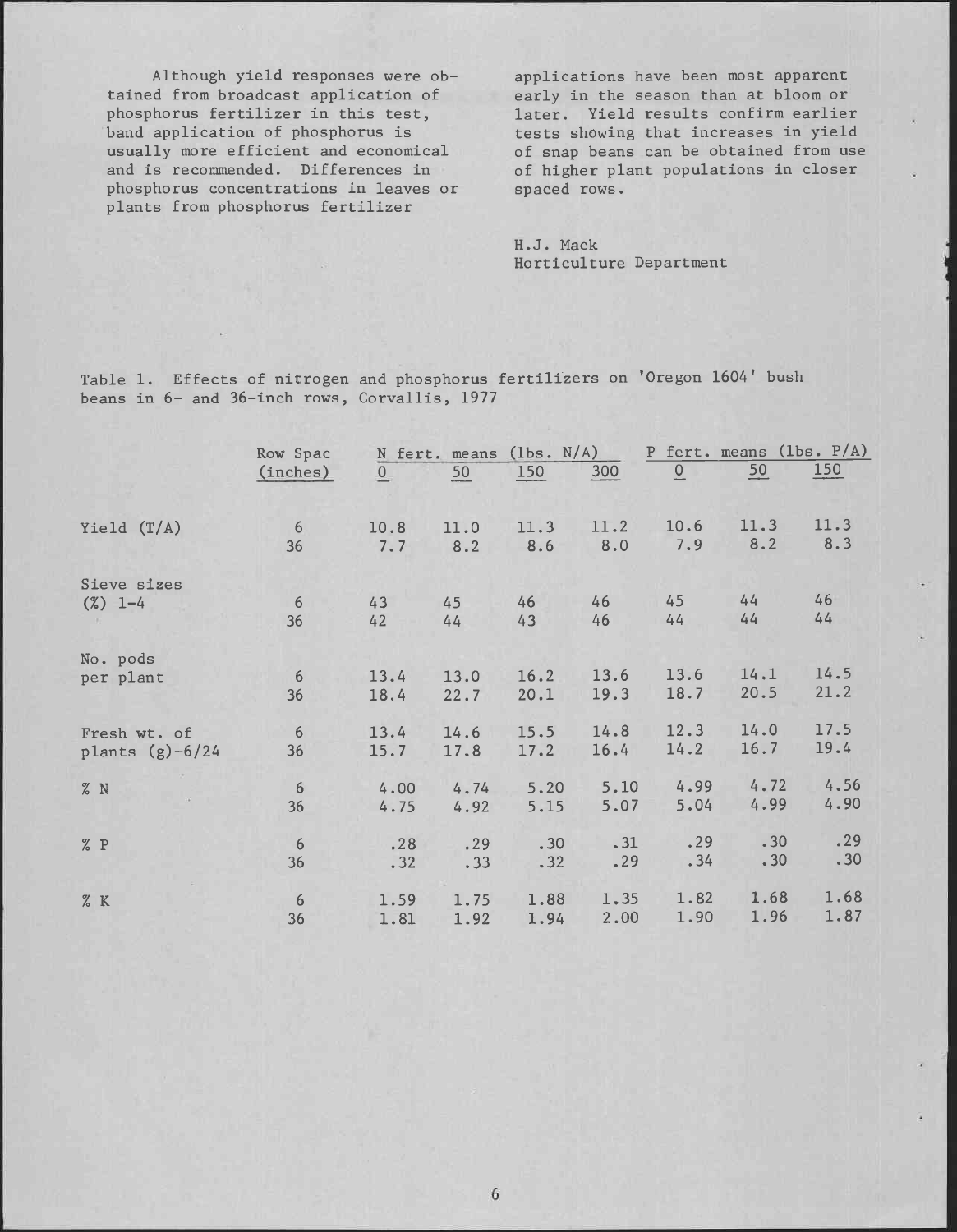Although yield responses were obtained from broadcast application of phosphorus fertilizer in this test, band application of phosphorus is usually more efficient and economical and is recommended. Differences in phosphorus concentrations in leaves or plants from phosphorus fertilizer applications have been most apparent early in the season than at bloom or later. Yield results confirm earlier tests showing that increases in yield of snap beans can be obtained from use of higher plant populations in closer spaced rows.

H.J. Mack
Horticulture Department

Table 1. Effects of nitrogen and phosphorus fertilizers on 'Oregon 1604' bush beans in 6- and 36-inch rows, Corvallis, 1977

| | Row Spac (inches) | N fert. means (lbs. N/A) | | | | P fert. means (lbs. P/A) | | |
|---|---|---|---|---|---|---|---|---|
| | | 0 | 50 | 150 | 300 | 0 | 50 | 150 |
| Yield (T/A) | 6 | 10.8 | 11.0 | 11.3 | 11.2 | 10.6 | 11.3 | 11.3 |
| | 36 | 7.7 | 8.2 | 8.6 | 8.0 | 7.9 | 8.2 | 8.3 |
| Sieve sizes (%) 1-4 | 6 | 43 | 45 | 46 | 46 | 45 | 44 | 46 |
| | 36 | 42 | 44 | 43 | 46 | 44 | 44 | 44 |
| No. pods per plant | 6 | 13.4 | 13.0 | 16.2 | 13.6 | 13.6 | 14.1 | 14.5 |
| | 36 | 18.4 | 22.7 | 20.1 | 19.3 | 18.7 | 20.5 | 21.2 |
| Fresh wt. of plants (g)-6/24 | 6 | 13.4 | 14.6 | 15.5 | 14.8 | 12.3 | 14.0 | 17.5 |
| | 36 | 15.7 | 17.8 | 17.2 | 16.4 | 14.2 | 16.7 | 19.4 |
| % N | 6 | 4.00 | 4.74 | 5.20 | 5.10 | 4.99 | 4.72 | 4.56 |
| | 36 | 4.75 | 4.92 | 5.15 | 5.07 | 5.04 | 4.99 | 4.90 |
| % P | 6 | .28 | .29 | .30 | .31 | .29 | .30 | .29 |
| | 36 | .32 | .33 | .32 | .29 | .34 | .30 | .30 |
| % K | 6 | 1.59 | 1.75 | 1.88 | 1.35 | 1.82 | 1.68 | 1.68 |
| | 36 | 1.81 | 1.92 | 1.94 | 2.00 | 1.90 | 1.96 | 1.87 |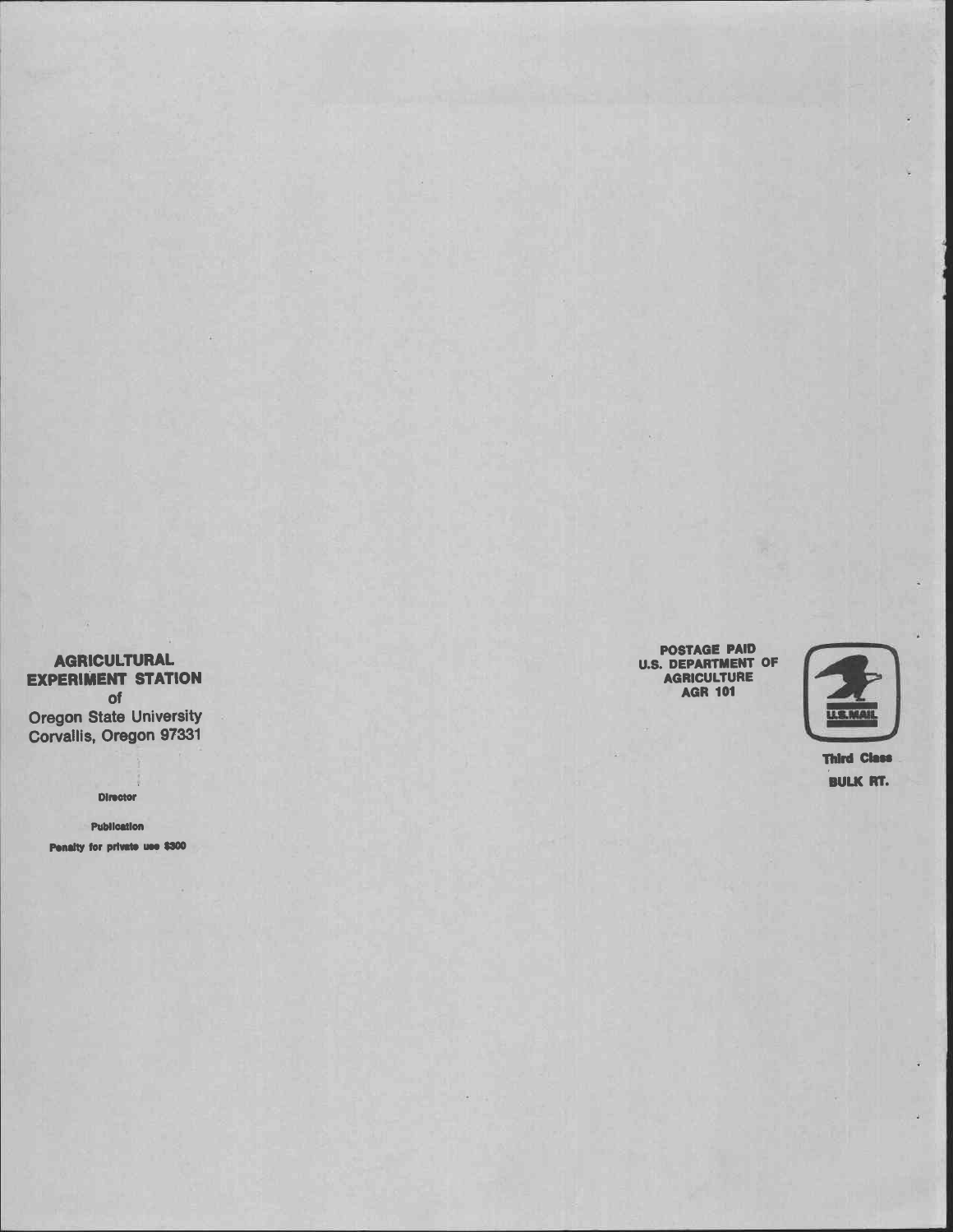**AGRICULTURAL EXPERIMENT STATION**
**of**
**Oregon State University**
**Corvallis, Oregon 97331**

Director

Publication

Penalty for private use $300

**POSTAGE PAID**
**U.S. DEPARTMENT OF**
**AGRICULTURE**
**AGR 101**

U.S.MAIL

**Third Class**
**BULK RT.**